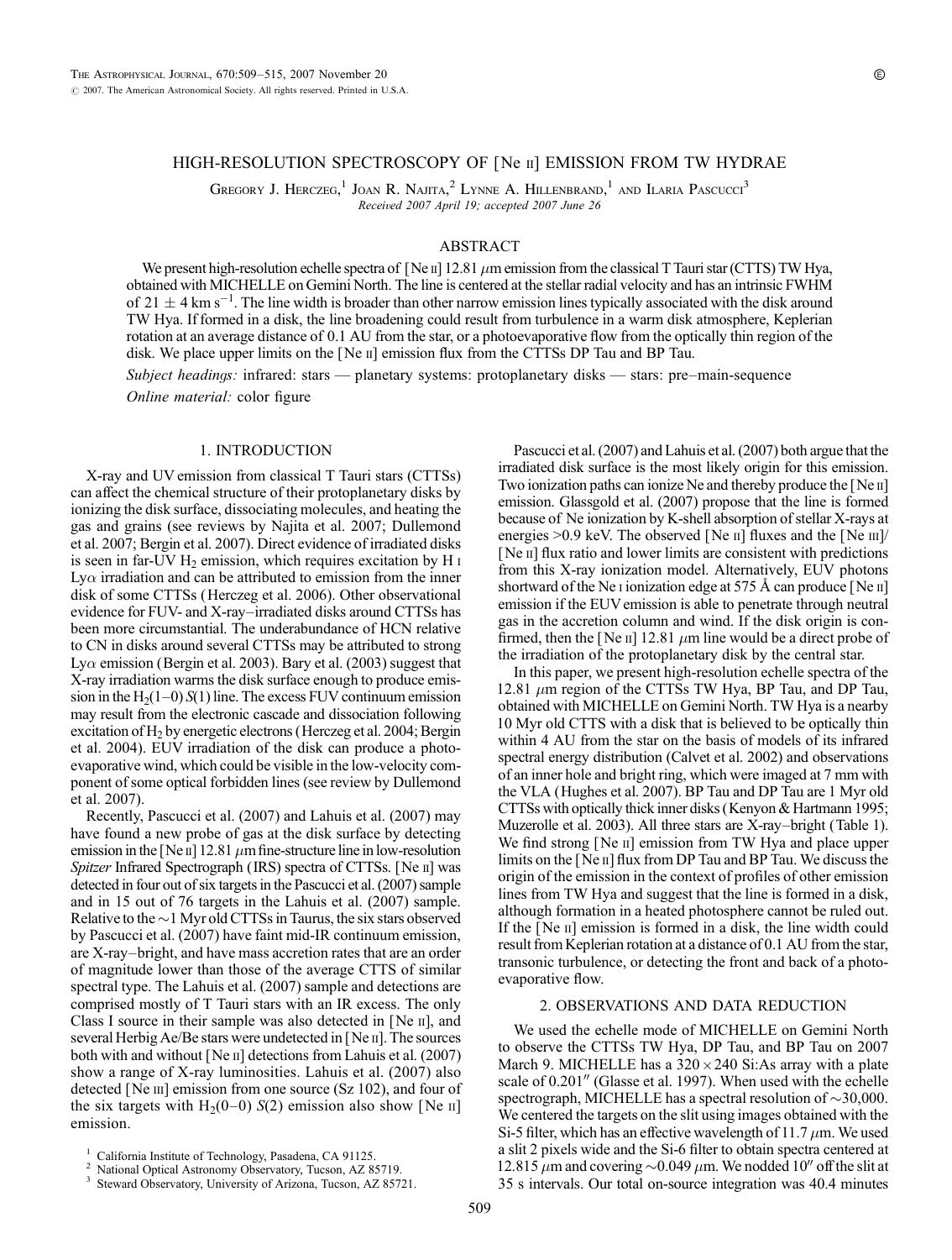# HIGH-RESOLUTION SPECTROSCOPY OF [Ne II] EMISSION FROM TW HYDRAE

Gregory J. Herczeg,[1] Joan R. Najita,[2] Lynne A. Hillenbrand,[1] and Ilaria Pascucci[3]

*Received 2007 April 19; accepted 2007 June 26*

## ABSTRACT

We present high-resolution echelle spectra of [Ne II] 12.81 $\mu$m emission from the classical T Tauri star (CTTS) TW Hya, obtained with MICHELLE on Gemini North. The line is centered at the stellar radial velocity and has an intrinsic FWHM of $21 \pm 4$ km s$^{-1}$. The line width is broader than other narrow emission lines typically associated with the disk around TW Hya. If formed in a disk, the line broadening could result from turbulence in a warm disk atmosphere, Keplerian rotation at an average distance of 0.1 AU from the star, or a photoevaporative flow from the optically thin region of the disk. We place upper limits on the [Ne II] emission flux from the CTTSs DP Tau and BP Tau.

*Subject headings:* infrared: stars — planetary systems: protoplanetary disks — stars: pre–main-sequence

*Online material:* color figure

## 1. INTRODUCTION

X-ray and UV emission from classical T Tauri stars (CTTSs) can affect the chemical structure of their protoplanetary disks by ionizing the disk surface, dissociating molecules, and heating the gas and grains (see reviews by Najita et al. 2007; Dullemond et al. 2007; Bergin et al. 2007). Direct evidence of irradiated disks is seen in far-UV $H_2$ emission, which requires excitation by H I Ly$\alpha$ irradiation and can be attributed to emission from the inner disk of some CTTSs (Herczeg et al. 2006). Other observational evidence for FUV- and X-ray–irradiated disks around CTTSs has been more circumstantial. The underabundance of HCN relative to CN in disks around several CTTSs may be attributed to strong Ly$\alpha$ emission (Bergin et al. 2003). Bary et al. (2003) suggest that X-ray irradiation warms the disk surface enough to produce emission in the $H_2$(1–0) $S$(1) line. The excess FUV continuum emission may result from the electronic cascade and dissociation following excitation of $H_2$ by energetic electrons (Herczeg et al. 2004; Bergin et al. 2004). EUV irradiation of the disk can produce a photoevaporative wind, which could be visible in the low-velocity component of some optical forbidden lines (see review by Dullemond et al. 2007).

Recently, Pascucci et al. (2007) and Lahuis et al. (2007) may have found a new probe of gas at the disk surface by detecting emission in the [Ne II] 12.81 $\mu$m fine-structure line in low-resolution *Spitzer* Infrared Spectrograph (IRS) spectra of CTTSs. [Ne II] was detected in four out of six targets in the Pascucci et al. (2007) sample and in 15 out of 76 targets in the Lahuis et al. (2007) sample. Relative to the ~1 Myr old CTTSs in Taurus, the six stars observed by Pascucci et al. (2007) have faint mid-IR continuum emission, are X-ray–bright, and have mass accretion rates that are an order of magnitude lower than those of the average CTTS of similar spectral type. The Lahuis et al. (2007) sample and detections are comprised mostly of T Tauri stars with an IR excess. The only Class I source in their sample was also detected in [Ne II], and several Herbig Ae/Be stars were undetected in [Ne II]. The sources both with and without [Ne II] detections from Lahuis et al. (2007) show a range of X-ray luminosities. Lahuis et al. (2007) also detected [Ne III] emission from one source (Sz 102), and four of the six targets with $H_2$(0–0) $S$(2) emission also show [Ne II] emission.

Pascucci et al. (2007) and Lahuis et al. (2007) both argue that the irradiated disk surface is the most likely origin for this emission. Two ionization paths can ionize Ne and thereby produce the [Ne II] emission. Glassgold et al. (2007) propose that the line is formed because of Ne ionization by K-shell absorption of stellar X-rays at energies >0.9 keV. The observed [Ne II] fluxes and the [Ne III]/[Ne II] flux ratio and lower limits are consistent with predictions from this X-ray ionization model. Alternatively, EUV photons shortward of the Ne I ionization edge at 575 Å can produce [Ne II] emission if the EUV emission is able to penetrate through neutral gas in the accretion column and wind. If the disk origin is confirmed, then the [Ne II] 12.81 $\mu$m line would be a direct probe of the irradiation of the protoplanetary disk by the central star.

In this paper, we present high-resolution echelle spectra of the 12.81 $\mu$m region of the CTTSs TW Hya, BP Tau, and DP Tau, obtained with MICHELLE on Gemini North. TW Hya is a nearby 10 Myr old CTTS with a disk that is believed to be optically thin within 4 AU from the star on the basis of models of its infrared spectral energy distribution (Calvet et al. 2002) and observations of an inner hole and bright ring, which were imaged at 7 mm with the VLA (Hughes et al. 2007). BP Tau and DP Tau are 1 Myr old CTTSs with optically thick inner disks (Kenyon & Hartmann 1995; Muzerolle et al. 2003). All three stars are X-ray–bright (Table 1). We find strong [Ne II] emission from TW Hya and place upper limits on the [Ne II] flux from DP Tau and BP Tau. We discuss the origin of the emission in the context of profiles of other emission lines from TW Hya and suggest that the line is formed in a disk, although formation in a heated photosphere cannot be ruled out. If the [Ne II] emission is formed in a disk, the line width could result from Keplerian rotation at a distance of 0.1 AU from the star, transonic turbulence, or detecting the front and back of a photoevaporative flow.

## 2. OBSERVATIONS AND DATA REDUCTION

We used the echelle mode of MICHELLE on Gemini North to observe the CTTSs TW Hya, DP Tau, and BP Tau on 2007 March 9. MICHELLE has a $320 \times 240$ Si:As array with a plate scale of 0.201″ (Glasse et al. 1997). When used with the echelle spectrograph, MICHELLE has a spectral resolution of ~30,000. We centered the targets on the slit using images obtained with the Si-5 filter, which has an effective wavelength of 11.7 $\mu$m. We used a slit 2 pixels wide and the Si-6 filter to obtain spectra centered at 12.815 $\mu$m and covering ~0.049 $\mu$m. We nodded 10″ off the slit at 35 s intervals. Our total on-source integration was 40.4 minutes

[1] California Institute of Technology, Pasadena, CA 91125.

[2] National Optical Astronomy Observatory, Tucson, AZ 85719.

[3] Steward Observatory, University of Arizona, Tucson, AZ 85721.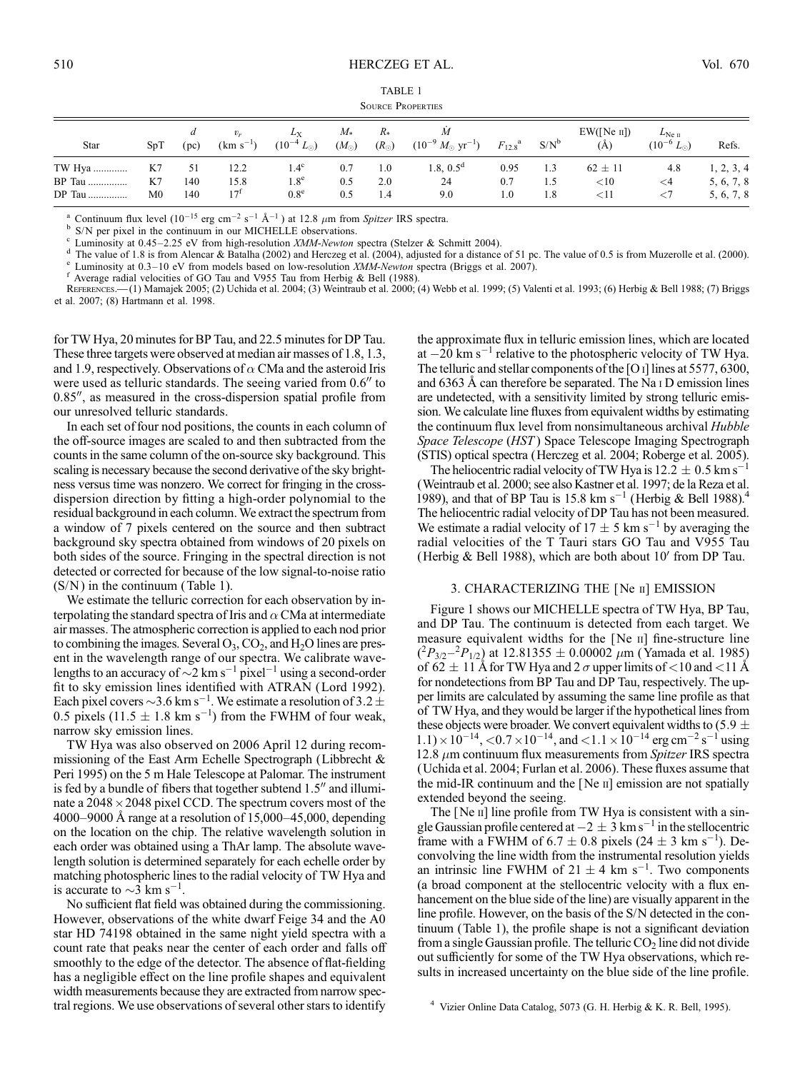TABLE 1

Source Properties

| Star | SpT | $d$ (pc) | $v_r$ (km s$^{-1}$) | $L_X$ ($10^{-4}\ L_\odot$) | $M_*$ ($M_\odot$) | $R_*$ ($R_\odot$) | $\dot{M}$ ($10^{-9}\ M_\odot$ yr$^{-1}$) | $F_{12.8}$[a] | S/N[b] | EW([Ne II]) (Å) | $L_{\rm Ne\ II}$ ($10^{-6}\ L_\odot$) | Refs. |
|---|---|---|---|---|---|---|---|---|---|---|---|---|
| TW Hya | K7 | 51 | 12.2 | 1.4[c] | 0.7 | 1.0 | 1.8, 0.5[d] | 0.95 | 1.3 | 62 ± 11 | 4.8 | 1, 2, 3, 4 |
| BP Tau | K7 | 140 | 15.8 | 1.8[e] | 0.5 | 2.0 | 24 | 0.7 | 1.5 | <10 | <4 | 5, 6, 7, 8 |
| DP Tau | M0 | 140 | 17[f] | 0.8[e] | 0.5 | 1.4 | 9.0 | 1.0 | 1.8 | <11 | <7 | 5, 6, 7, 8 |

[a] Continuum flux level ($10^{-15}$ erg cm$^{-2}$ s$^{-1}$ Å$^{-1}$) at 12.8 $\mu$m from *Spitzer* IRS spectra.
[b] S/N per pixel in the continuum in our MICHELLE observations.
[c] Luminosity at 0.45–2.25 eV from high-resolution *XMM-Newton* spectra (Stelzer & Schmitt 2004).
[d] The value of 1.8 is from Alencar & Batalha (2002) and Herczeg et al. (2004), adjusted for a distance of 51 pc. The value of 0.5 is from Muzerolle et al. (2000).
[e] Luminosity at 0.3–10 eV from models based on low-resolution *XMM-Newton* spectra (Briggs et al. 2007).
[f] Average radial velocities of GO Tau and V955 Tau from Herbig & Bell (1988).

References.—(1) Mamajek 2005; (2) Uchida et al. 2004; (3) Weintraub et al. 2000; (4) Webb et al. 1999; (5) Valenti et al. 1993; (6) Herbig & Bell 1988; (7) Briggs et al. 2007; (8) Hartmann et al. 1998.

for TW Hya, 20 minutes for BP Tau, and 22.5 minutes for DP Tau. These three targets were observed at median air masses of 1.8, 1.3, and 1.9, respectively. Observations of $\alpha$ CMa and the asteroid Iris were used as telluric standards. The seeing varied from 0.6″ to 0.85″, as measured in the cross-dispersion spatial profile from our unresolved telluric standards.

In each set of four nod positions, the counts in each column of the off-source images are scaled to and then subtracted from the counts in the same column of the on-source sky background. This scaling is necessary because the second derivative of the sky brightness versus time was nonzero. We correct for fringing in the cross-dispersion direction by fitting a high-order polynomial to the residual background in each column. We extract the spectrum from a window of 7 pixels centered on the source and then subtract background sky spectra obtained from windows of 20 pixels on both sides of the source. Fringing in the spectral direction is not detected or corrected for because of the low signal-to-noise ratio (S/N) in the continuum (Table 1).

We estimate the telluric correction for each observation by interpolating the standard spectra of Iris and $\alpha$ CMa at intermediate air masses. The atmospheric correction is applied to each nod prior to combining the images. Several $O_3$, $CO_2$, and $H_2O$ lines are present in the wavelength range of our spectra. We calibrate wavelengths to an accuracy of ~2 km s$^{-1}$ pixel$^{-1}$ using a second-order fit to sky emission lines identified with ATRAN (Lord 1992). Each pixel covers ~3.6 km s$^{-1}$. We estimate a resolution of 3.2 ± 0.5 pixels (11.5 ± 1.8 km s$^{-1}$) from the FWHM of four weak, narrow sky emission lines.

TW Hya was also observed on 2006 April 12 during recommissioning of the East Arm Echelle Spectrograph (Libbrecht & Peri 1995) on the 5 m Hale Telescope at Palomar. The instrument is fed by a bundle of fibers that together subtend 1.5″ and illuminate a 2048 × 2048 pixel CCD. The spectrum covers most of the 4000–9000 Å range at a resolution of 15,000–45,000, depending on the location on the chip. The relative wavelength solution in each order was obtained using a ThAr lamp. The absolute wavelength solution is determined separately for each echelle order by matching photospheric lines to the radial velocity of TW Hya and is accurate to ~3 km s$^{-1}$.

No sufficient flat field was obtained during the commissioning. However, observations of the white dwarf Feige 34 and the A0 star HD 74198 obtained in the same night yield spectra with a count rate that peaks near the center of each order and falls off smoothly to the edge of the detector. The absence of flat-fielding has a negligible effect on the line profile shapes and equivalent width measurements because they are extracted from narrow spectral regions. We use observations of several other stars to identify the approximate flux in telluric emission lines, which are located at −20 km s$^{-1}$ relative to the photospheric velocity of TW Hya. The telluric and stellar components of the [O I] lines at 5577, 6300, and 6363 Å can therefore be separated. The Na I D emission lines are undetected, with a sensitivity limited by strong telluric emission. We calculate line fluxes from equivalent widths by estimating the continuum flux level from nonsimultaneous archival *Hubble Space Telescope* (*HST*) Space Telescope Imaging Spectrograph (STIS) optical spectra (Herczeg et al. 2004; Roberge et al. 2005).

The heliocentric radial velocity of TW Hya is 12.2 ± 0.5 km s$^{-1}$ (Weintraub et al. 2000; see also Kastner et al. 1997; de la Reza et al. 1989), and that of BP Tau is 15.8 km s$^{-1}$ (Herbig & Bell 1988).[4] The heliocentric radial velocity of DP Tau has not been measured. We estimate a radial velocity of 17 ± 5 km s$^{-1}$ by averaging the radial velocities of the T Tauri stars GO Tau and V955 Tau (Herbig & Bell 1988), which are both about 10′ from DP Tau.

## 3. CHARACTERIZING THE [Ne II] EMISSION

Figure 1 shows our MICHELLE spectra of TW Hya, BP Tau, and DP Tau. The continuum is detected from each target. We measure equivalent widths for the [Ne II] fine-structure line ($^2P_{3/2}$–$^2P_{1/2}$) at 12.81355 ± 0.00002 $\mu$m (Yamada et al. 1985) of 62 ± 11 Å for TW Hya and 2 $\sigma$ upper limits of <10 and <11 Å for nondetections from BP Tau and DP Tau, respectively. The upper limits are calculated by assuming the same line profile as that of TW Hya, and they would be larger if the hypothetical lines from these objects were broader. We convert equivalent widths to (5.9 ± 1.1) × $10^{-14}$, <0.7 × $10^{-14}$, and <1.1 × $10^{-14}$ erg cm$^{-2}$ s$^{-1}$ using 12.8 $\mu$m continuum flux measurements from *Spitzer* IRS spectra (Uchida et al. 2004; Furlan et al. 2006). These fluxes assume that the mid-IR continuum and the [Ne II] emission are not spatially extended beyond the seeing.

The [Ne II] line profile from TW Hya is consistent with a single Gaussian profile centered at −2 ± 3 km s$^{-1}$ in the stellocentric frame with a FWHM of 6.7 ± 0.8 pixels (24 ± 3 km s$^{-1}$). Deconvolving the line width from the instrumental resolution yields an intrinsic line FWHM of 21 ± 4 km s$^{-1}$. Two components (a broad component at the stellocentric velocity with a flux enhancement on the blue side of the line) are visually apparent in the line profile. However, on the basis of the S/N detected in the continuum (Table 1), the profile shape is not a significant deviation from a single Gaussian profile. The telluric $CO_2$ line did not divide out sufficiently for some of the TW Hya observations, which results in increased uncertainty on the blue side of the line profile.

[4] Vizier Online Data Catalog, 5073 (G. H. Herbig & K. R. Bell, 1995).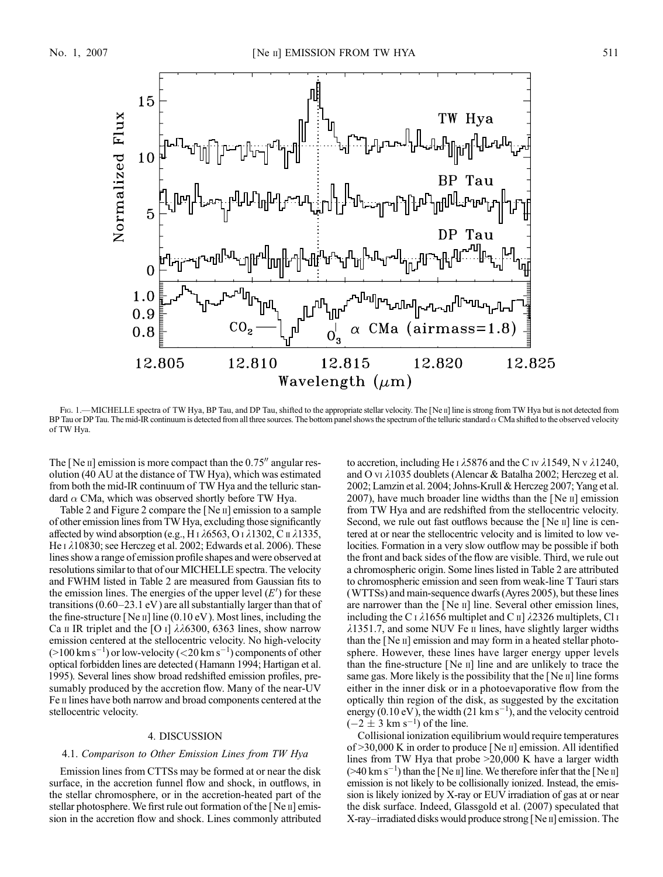Fig. 1.—MICHELLE spectra of TW Hya, BP Tau, and DP Tau, shifted to the appropriate stellar velocity. The [Ne II] line is strong from TW Hya but is not detected from BP Tau or DP Tau. The mid-IR continuum is detected from all three sources. The bottom panel shows the spectrum of the telluric standard $\alpha$ CMa shifted to the observed velocity of TW Hya.

The [Ne II] emission is more compact than the 0.75″ angular resolution (40 AU at the distance of TW Hya), which was estimated from both the mid-IR continuum of TW Hya and the telluric standard $\alpha$ CMa, which was observed shortly before TW Hya.

Table 2 and Figure 2 compare the [Ne II] emission to a sample of other emission lines from TW Hya, excluding those significantly affected by wind absorption (e.g., H I $\lambda$6563, O I $\lambda$1302, C II $\lambda$1335, He I $\lambda$10830; see Herczeg et al. 2002; Edwards et al. 2006). These lines show a range of emission profile shapes and were observed at resolutions similar to that of our MICHELLE spectra. The velocity and FWHM listed in Table 2 are measured from Gaussian fits to the emission lines. The energies of the upper level ($E'$) for these transitions (0.60–23.1 eV) are all substantially larger than that of the fine-structure [Ne II] line (0.10 eV). Most lines, including the Ca II IR triplet and the [O I] $\lambda\lambda$6300, 6363 lines, show narrow emission centered at the stellocentric velocity. No high-velocity (>100 km s$^{-1}$) or low-velocity (<20 km s$^{-1}$) components of other optical forbidden lines are detected (Hamann 1994; Hartigan et al. 1995). Several lines show broad redshifted emission profiles, presumably produced by the accretion flow. Many of the near-UV Fe II lines have both narrow and broad components centered at the stellocentric velocity.

## 4. DISCUSSION

### 4.1. *Comparison to Other Emission Lines from TW Hya*

Emission lines from CTTSs may be formed at or near the disk surface, in the accretion funnel flow and shock, in outflows, in the stellar chromosphere, or in the accretion-heated part of the stellar photosphere. We first rule out formation of the [Ne II] emission in the accretion flow and shock. Lines commonly attributed to accretion, including He I $\lambda$5876 and the C IV $\lambda$1549, N V $\lambda$1240, and O VI $\lambda$1035 doublets (Alencar & Batalha 2002; Herczeg et al. 2002; Lamzin et al. 2004; Johns-Krull & Herczeg 2007; Yang et al. 2007), have much broader line widths than the [Ne II] emission from TW Hya and are redshifted from the stellocentric velocity. Second, we rule out fast outflows because the [Ne II] line is centered at or near the stellocentric velocity and is limited to low velocities. Formation in a very slow outflow may be possible if both the front and back sides of the flow are visible. Third, we rule out a chromospheric origin. Some lines listed in Table 2 are attributed to chromospheric emission and seen from weak-line T Tauri stars (WTTSs) and main-sequence dwarfs (Ayres 2005), but these lines are narrower than the [Ne II] line. Several other emission lines, including the C I $\lambda$1656 multiplet and C II] $\lambda$2326 multiplets, Cl I $\lambda$1351.7, and some NUV Fe II lines, have slightly larger widths than the [Ne II] emission and may form in a heated stellar photosphere. However, these lines have larger energy upper levels than the fine-structure [Ne II] line and are unlikely to trace the same gas. More likely is the possibility that the [Ne II] line forms either in the inner disk or in a photoevaporative flow from the optically thin region of the disk, as suggested by the excitation energy (0.10 eV), the width (21 km s$^{-1}$), and the velocity centroid ($-2 \pm 3$ km s$^{-1}$) of the line.

Collisional ionization equilibrium would require temperatures of >30,000 K in order to produce [Ne II] emission. All identified lines from TW Hya that probe >20,000 K have a larger width (>40 km s$^{-1}$) than the [Ne II] line. We therefore infer that the [Ne II] emission is not likely to be collisionally ionized. Instead, the emission is likely ionized by X-ray or EUV irradiation of gas at or near the disk surface. Indeed, Glassgold et al. (2007) speculated that X-ray–irradiated disks would produce strong [Ne II] emission. The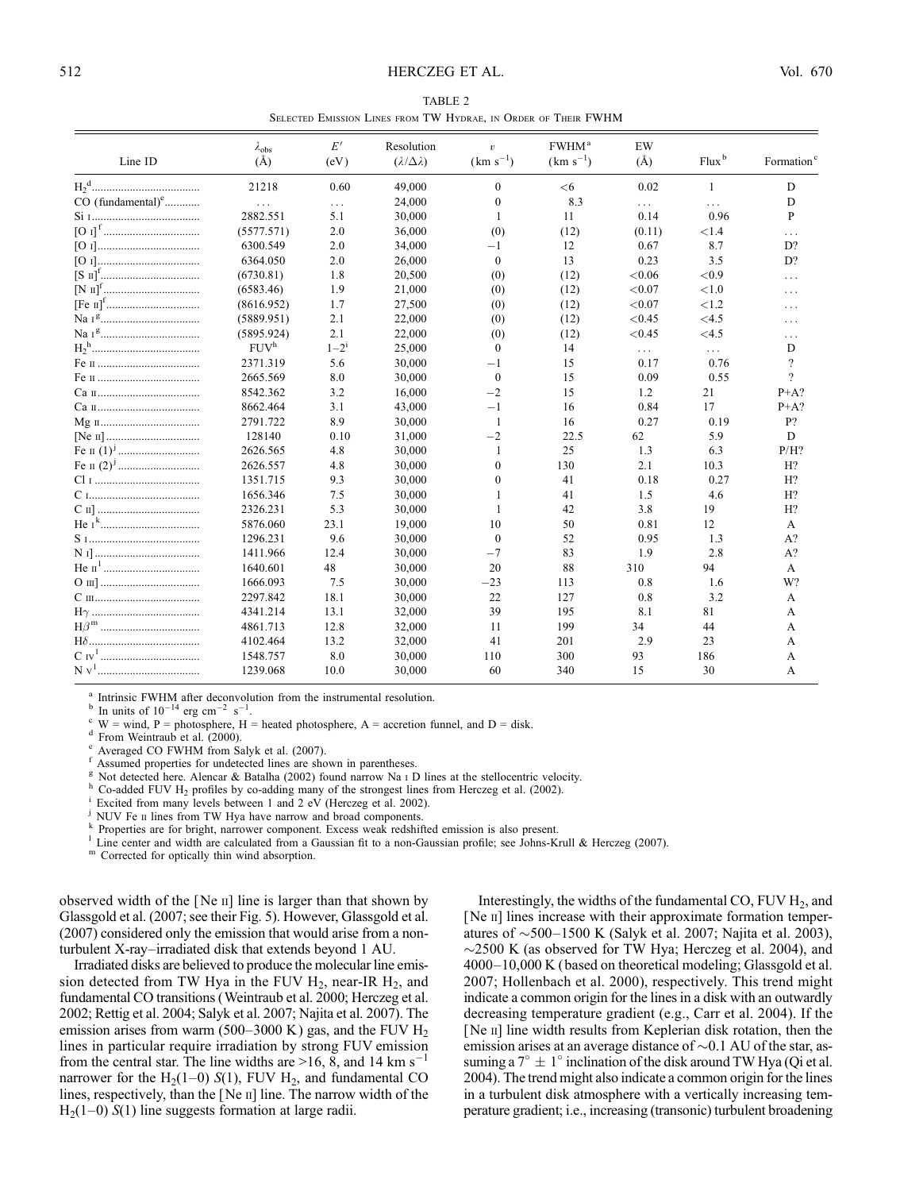TABLE 2

Selected Emission Lines from TW Hydrae, in Order of Their FWHM

| Line ID | $\lambda_{obs}$ (Å) | $E'$ (eV) | Resolution ($\lambda/\Delta\lambda$) | $v$ (km s$^{-1}$) | FWHM[a] (km s$^{-1}$) | EW (Å) | Flux[b] | Formation[c] |
|---|---|---|---|---|---|---|---|---|
| $H_2$[d] | 21218 | 0.60 | 49,000 | 0 | <6 | 0.02 | 1 | D |
| CO (fundamental)[e] | . . . | . . . | 24,000 | 0 | 8.3 | . . . | . . . | D |
| Si I | 2882.551 | 5.1 | 30,000 | 1 | 11 | 0.14 | 0.96 | P |
| [O I][f] | (5577.571) | 2.0 | 36,000 | (0) | (12) | (0.11) | <1.4 | . . . |
| [O I] | 6300.549 | 2.0 | 34,000 | −1 | 12 | 0.67 | 8.7 | D? |
| [O I] | 6364.050 | 2.0 | 26,000 | 0 | 13 | 0.23 | 3.5 | D? |
| [S II][f] | (6730.81) | 1.8 | 20,500 | (0) | (12) | <0.06 | <0.9 | . . . |
| [N II][f] | (6583.46) | 1.9 | 21,000 | (0) | (12) | <0.07 | <1.0 | . . . |
| [Fe II][f] | (8616.952) | 1.7 | 27,500 | (0) | (12) | <0.07 | <1.2 | . . . |
| Na I[g] | (5889.951) | 2.1 | 22,000 | (0) | (12) | <0.45 | <4.5 | . . . |
| Na I[g] | (5895.924) | 2.1 | 22,000 | (0) | (12) | <0.45 | <4.5 | . . . |
| $H_2$[h] | FUV[h] | 1−2[i] | 25,000 | 0 | 14 | . . . | . . . | D |
| Fe II | 2371.319 | 5.6 | 30,000 | −1 | 15 | 0.17 | 0.76 | ? |
| Fe II | 2665.569 | 8.0 | 30,000 | 0 | 15 | 0.09 | 0.55 | ? |
| Ca II | 8542.362 | 3.2 | 16,000 | −2 | 15 | 1.2 | 21 | P+A? |
| Ca II | 8662.464 | 3.1 | 43,000 | −1 | 16 | 0.84 | 17 | P+A? |
| Mg II | 2791.722 | 8.9 | 30,000 | 1 | 16 | 0.27 | 0.19 | P? |
| [Ne II] | 128140 | 0.10 | 31,000 | −2 | 22.5 | 62 | 5.9 | D |
| Fe II (1)[j] | 2626.565 | 4.8 | 30,000 | 1 | 25 | 1.3 | 6.3 | P/H? |
| Fe II (2)[j] | 2626.557 | 4.8 | 30,000 | 0 | 130 | 2.1 | 10.3 | H? |
| Cl I | 1351.715 | 9.3 | 30,000 | 0 | 41 | 0.18 | 0.27 | H? |
| C I | 1656.346 | 7.5 | 30,000 | 1 | 41 | 1.5 | 4.6 | H? |
| C II] | 2326.231 | 5.3 | 30,000 | 1 | 42 | 3.8 | 19 | H? |
| He I[k] | 5876.060 | 23.1 | 19,000 | 10 | 50 | 0.81 | 12 | A |
| S I | 1296.231 | 9.6 | 30,000 | 0 | 52 | 0.95 | 1.3 | A? |
| N I] | 1411.966 | 12.4 | 30,000 | −7 | 83 | 1.9 | 2.8 | A? |
| He II[l] | 1640.601 | 48 | 30,000 | 20 | 88 | 310 | 94 | A |
| O III] | 1666.093 | 7.5 | 30,000 | −23 | 113 | 0.8 | 1.6 | W? |
| C III | 2297.842 | 18.1 | 30,000 | 22 | 127 | 0.8 | 3.2 | A |
| H$\gamma$ | 4341.214 | 13.1 | 32,000 | 39 | 195 | 8.1 | 81 | A |
| H$\beta$[m] | 4861.713 | 12.8 | 32,000 | 11 | 199 | 34 | 44 | A |
| H$\delta$ | 4102.464 | 13.2 | 32,000 | 41 | 201 | 2.9 | 23 | A |
| C IV[l] | 1548.757 | 8.0 | 30,000 | 110 | 300 | 93 | 186 | A |
| N V[l] | 1239.068 | 10.0 | 30,000 | 60 | 340 | 15 | 30 | A |

[a] Intrinsic FWHM after deconvolution from the instrumental resolution.
[b] In units of $10^{-14}$ erg cm$^{-2}$ s$^{-1}$.
[c] W = wind, P = photosphere, H = heated photosphere, A = accretion funnel, and D = disk.
[d] From Weintraub et al. (2000).
[e] Averaged CO FWHM from Salyk et al. (2007).
[f] Assumed properties for undetected lines are shown in parentheses.
[g] Not detected here. Alencar & Batalha (2002) found narrow Na I D lines at the stellocentric velocity.
[h] Co-added FUV $H_2$ profiles by co-adding many of the strongest lines from Herczeg et al. (2002).
[i] Excited from many levels between 1 and 2 eV (Herczeg et al. 2002).
[j] NUV Fe II lines from TW Hya have narrow and broad components.
[k] Properties are for bright, narrower component. Excess weak redshifted emission is also present.
[l] Line center and width are calculated from a Gaussian fit to a non-Gaussian profile; see Johns-Krull & Herczeg (2007).
[m] Corrected for optically thin wind absorption.

observed width of the [Ne II] line is larger than that shown by Glassgold et al. (2007; see their Fig. 5). However, Glassgold et al. (2007) considered only the emission that would arise from a non-turbulent X-ray–irradiated disk that extends beyond 1 AU.

Irradiated disks are believed to produce the molecular line emission detected from TW Hya in the FUV $H_2$, near-IR $H_2$, and fundamental CO transitions (Weintraub et al. 2000; Herczeg et al. 2002; Rettig et al. 2004; Salyk et al. 2007; Najita et al. 2007). The emission arises from warm (500–3000 K) gas, and the FUV $H_2$ lines in particular require irradiation by strong FUV emission from the central star. The line widths are >16, 8, and 14 km s$^{-1}$ narrower for the $H_2$(1–0) $S$(1), FUV $H_2$, and fundamental CO lines, respectively, than the [Ne II] line. The narrow width of the $H_2$(1–0) $S$(1) line suggests formation at large radii.

Interestingly, the widths of the fundamental CO, FUV $H_2$, and [Ne II] lines increase with their approximate formation temperatures of ∼500–1500 K (Salyk et al. 2007; Najita et al. 2003), ∼2500 K (as observed for TW Hya; Herczeg et al. 2004), and 4000–10,000 K (based on theoretical modeling; Glassgold et al. 2007; Hollenbach et al. 2000), respectively. This trend might indicate a common origin for the lines in a disk with an outwardly decreasing temperature gradient (e.g., Carr et al. 2004). If the [Ne II] line width results from Keplerian disk rotation, then the emission arises at an average distance of ∼0.1 AU of the star, assuming a 7° ± 1° inclination of the disk around TW Hya (Qi et al. 2004). The trend might also indicate a common origin for the lines in a turbulent disk atmosphere with a vertically increasing temperature gradient; i.e., increasing (transonic) turbulent broadening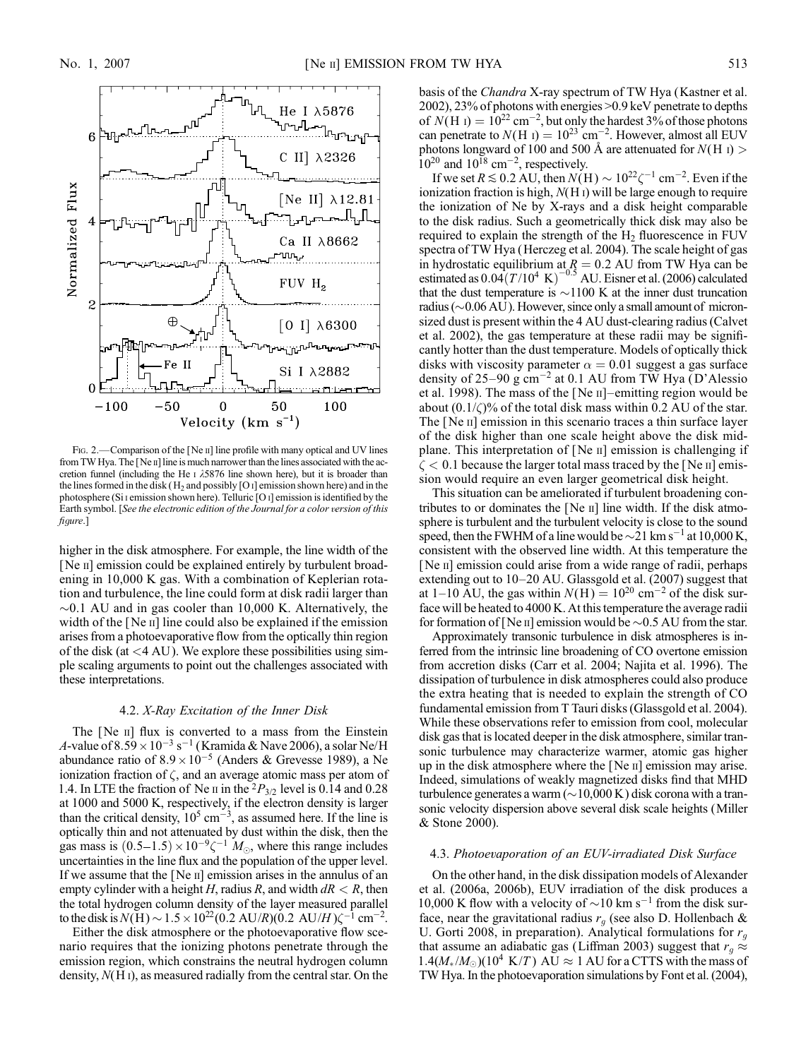Fig. 2.—Comparison of the [Ne II] line profile with many optical and UV lines from TW Hya. The [Ne II] line is much narrower than the lines associated with the accretion funnel (including the He I λ5876 line shown here), but it is broader than the lines formed in the disk ($H_2$ and possibly [O I] emission shown here) and in the photosphere (Si I emission shown here). Telluric [O I] emission is identified by the Earth symbol. [*See the electronic edition of the Journal for a color version of this figure.*]

higher in the disk atmosphere. For example, the line width of the [Ne II] emission could be explained entirely by turbulent broadening in 10,000 K gas. With a combination of Keplerian rotation and turbulence, the line could form at disk radii larger than ~0.1 AU and in gas cooler than 10,000 K. Alternatively, the width of the [Ne II] line could also be explained if the emission arises from a photoevaporative flow from the optically thin region of the disk (at <4 AU). We explore these possibilities using simple scaling arguments to point out the challenges associated with these interpretations.

### 4.2. *X-Ray Excitation of the Inner Disk*

The [Ne II] flux is converted to a mass from the Einstein *A*-value of $8.59 \times 10^{-3}$ s$^{-1}$ (Kramida & Nave 2006), a solar Ne/H abundance ratio of $8.9 \times 10^{-5}$ (Anders & Grevesse 1989), a Ne ionization fraction of $\zeta$, and an average atomic mass per atom of 1.4. In LTE the fraction of Ne II in the $^2P_{3/2}$ level is 0.14 and 0.28 at 1000 and 5000 K, respectively, if the electron density is larger than the critical density, $10^5$ cm$^{-3}$, as assumed here. If the line is optically thin and not attenuated by dust within the disk, then the gas mass is $(0.5\text{–}1.5) \times 10^{-9}\zeta^{-1}$ $M_\odot$, where this range includes uncertainties in the line flux and the population of the upper level. If we assume that the [Ne II] emission arises in the annulus of an empty cylinder with a height $H$, radius $R$, and width $dR < R$, then the total hydrogen column density of the layer measured parallel to the disk is $N(\text{H}) \sim 1.5 \times 10^{22}(0.2\ \text{AU}/R)(0.2\ \text{AU}/H)\zeta^{-1}$ cm$^{-2}$.

Either the disk atmosphere or the photoevaporative flow scenario requires that the ionizing photons penetrate through the emission region, which constrains the neutral hydrogen column density, $N$(H I), as measured radially from the central star. On the basis of the *Chandra* X-ray spectrum of TW Hya (Kastner et al. 2002), 23% of photons with energies >0.9 keV penetrate to depths of $N(\text{H I}) = 10^{22}$ cm$^{-2}$, but only the hardest 3% of those photons can penetrate to $N(\text{H I}) = 10^{23}$ cm$^{-2}$. However, almost all EUV photons longward of 100 and 500 Å are attenuated for $N(\text{H I}) > 10^{20}$ and $10^{18}$ cm$^{-2}$, respectively.

If we set $R \lesssim 0.2$ AU, then $N(\text{H}) \sim 10^{22}\zeta^{-1}$ cm$^{-2}$. Even if the ionization fraction is high, $N$(H I) will be large enough to require the ionization of Ne by X-rays and a disk height comparable to the disk radius. Such a geometrically thick disk may also be required to explain the strength of the $H_2$ fluorescence in FUV spectra of TW Hya (Herczeg et al. 2004). The scale height of gas in hydrostatic equilibrium at $R = 0.2$ AU from TW Hya can be estimated as $0.04(T/10^4\ \text{K})^{-0.5}$ AU. Eisner et al. (2006) calculated that the dust temperature is ~1100 K at the inner dust truncation radius (~0.06 AU). However, since only a small amount of micron-sized dust is present within the 4 AU dust-clearing radius (Calvet et al. 2002), the gas temperature at these radii may be significantly hotter than the dust temperature. Models of optically thick disks with viscosity parameter $\alpha = 0.01$ suggest a gas surface density of 25–90 g cm$^{-2}$ at 0.1 AU from TW Hya (D'Alessio et al. 1998). The mass of the [Ne II]–emitting region would be about $(0.1/\zeta)$% of the total disk mass within 0.2 AU of the star. The [Ne II] emission in this scenario traces a thin surface layer of the disk higher than one scale height above the disk midplane. This interpretation of [Ne II] emission is challenging if $\zeta < 0.1$ because the larger total mass traced by the [Ne II] emission would require an even larger geometrical disk height.

This situation can be ameliorated if turbulent broadening contributes to or dominates the [Ne II] line width. If the disk atmosphere is turbulent and the turbulent velocity is close to the sound speed, then the FWHM of a line would be ~21 km s$^{-1}$ at 10,000 K, consistent with the observed line width. At this temperature the [Ne II] emission could arise from a wide range of radii, perhaps extending out to 10–20 AU. Glassgold et al. (2007) suggest that at 1–10 AU, the gas within $N(\text{H}) = 10^{20}$ cm$^{-2}$ of the disk surface will be heated to 4000 K. At this temperature the average radii for formation of [Ne II] emission would be ~0.5 AU from the star.

Approximately transonic turbulence in disk atmospheres is inferred from the intrinsic line broadening of CO overtone emission from accretion disks (Carr et al. 2004; Najita et al. 1996). The dissipation of turbulence in disk atmospheres could also produce the extra heating that is needed to explain the strength of CO fundamental emission from T Tauri disks (Glassgold et al. 2004). While these observations refer to emission from cool, molecular disk gas that is located deeper in the disk atmosphere, similar transonic turbulence may characterize warmer, atomic gas higher up in the disk atmosphere where the [Ne II] emission may arise. Indeed, simulations of weakly magnetized disks find that MHD turbulence generates a warm (~10,000 K) disk corona with a transonic velocity dispersion above several disk scale heights (Miller & Stone 2000).

### 4.3. *Photoevaporation of an EUV-irradiated Disk Surface*

On the other hand, in the disk dissipation models of Alexander et al. (2006a, 2006b), EUV irradiation of the disk produces a 10,000 K flow with a velocity of ~10 km s$^{-1}$ from the disk surface, near the gravitational radius $r_g$ (see also D. Hollenbach & U. Gorti 2008, in preparation). Analytical formulations for $r_g$ that assume an adiabatic gas (Liffman 2003) suggest that $r_g \approx 1.4(M_*/M_\odot)(10^4\ \text{K}/T)$ AU $\approx$ 1 AU for a CTTS with the mass of TW Hya. In the photoevaporation simulations by Font et al. (2004),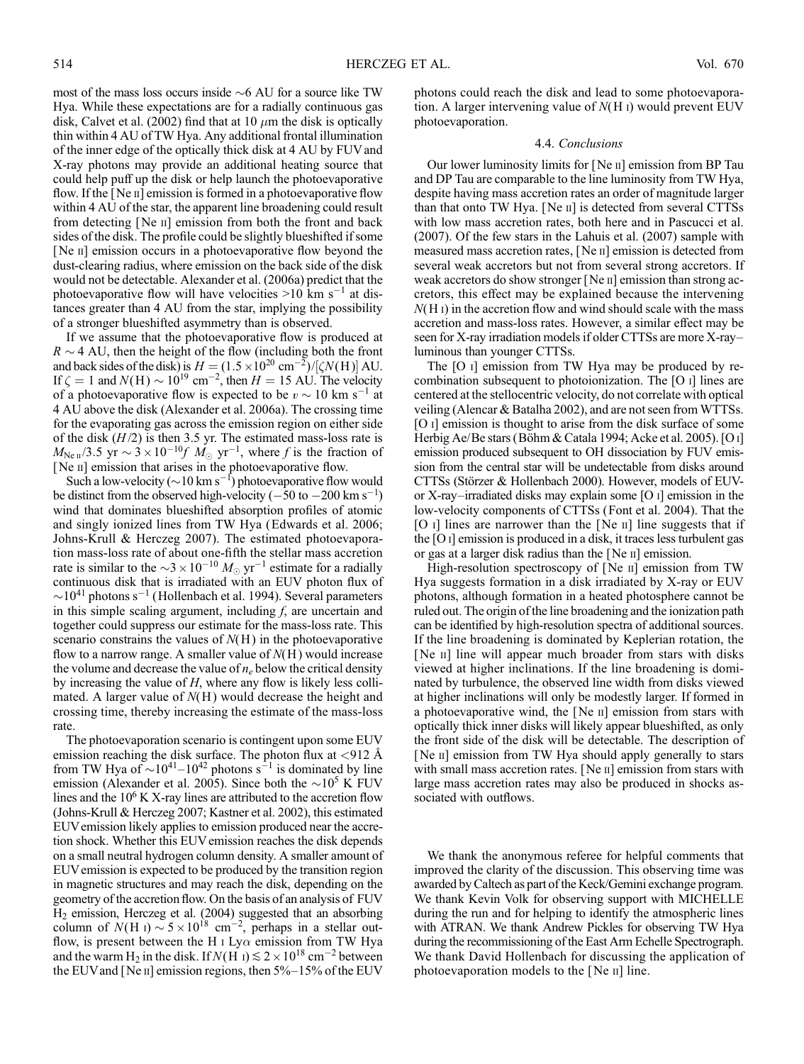most of the mass loss occurs inside ~6 AU for a source like TW Hya. While these expectations are for a radially continuous gas disk, Calvet et al. (2002) find that at 10 $\mu$m the disk is optically thin within 4 AU of TW Hya. Any additional frontal illumination of the inner edge of the optically thick disk at 4 AU by FUV and X-ray photons may provide an additional heating source that could help puff up the disk or help launch the photoevaporative flow. If the [Ne II] emission is formed in a photoevaporative flow within 4 AU of the star, the apparent line broadening could result from detecting [Ne II] emission from both the front and back sides of the disk. The profile could be slightly blueshifted if some [Ne II] emission occurs in a photoevaporative flow beyond the dust-clearing radius, where emission on the back side of the disk would not be detectable. Alexander et al. (2006a) predict that the photoevaporative flow will have velocities >10 km s$^{-1}$ at distances greater than 4 AU from the star, implying the possibility of a stronger blueshifted asymmetry than is observed.

If we assume that the photoevaporative flow is produced at $R \sim 4$ AU, then the height of the flow (including both the front and back sides of the disk) is $H = (1.5 \times 10^{20}\ \mathrm{cm}^{-2})/[\zeta N(\mathrm{H})]$ AU. If $\zeta = 1$ and $N(\mathrm{H}) \sim 10^{19}$ cm$^{-2}$, then $H = 15$ AU. The velocity of a photoevaporative flow is expected to be $v \sim 10$ km s$^{-1}$ at 4 AU above the disk (Alexander et al. 2006a). The crossing time for the evaporating gas across the emission region on either side of the disk ($H/2$) is then 3.5 yr. The estimated mass-loss rate is $M_{\mathrm{Ne\,II}}/3.5\ \mathrm{yr} \sim 3 \times 10^{-10} f\ M_\odot\ \mathrm{yr}^{-1}$, where $f$ is the fraction of [Ne II] emission that arises in the photoevaporative flow.

Such a low-velocity (~10 km s$^{-1}$) photoevaporative flow would be distinct from the observed high-velocity (−50 to −200 km s$^{-1}$) wind that dominates blueshifted absorption profiles of atomic and singly ionized lines from TW Hya (Edwards et al. 2006; Johns-Krull & Herczeg 2007). The estimated photoevaporation mass-loss rate of about one-fifth the stellar mass accretion rate is similar to the $\sim 3 \times 10^{-10}\ M_\odot\ \mathrm{yr}^{-1}$ estimate for a radially continuous disk that is irradiated with an EUV photon flux of $\sim 10^{41}$ photons s$^{-1}$ (Hollenbach et al. 1994). Several parameters in this simple scaling argument, including $f$, are uncertain and together could suppress our estimate for the mass-loss rate. This scenario constrains the values of $N(\mathrm{H})$ in the photoevaporative flow to a narrow range. A smaller value of $N(\mathrm{H})$ would increase the volume and decrease the value of $n_e$ below the critical density by increasing the value of $H$, where any flow is likely less collimated. A larger value of $N(\mathrm{H})$ would decrease the height and crossing time, thereby increasing the estimate of the mass-loss rate.

The photoevaporation scenario is contingent upon some EUV emission reaching the disk surface. The photon flux at <912 Å from TW Hya of $\sim 10^{41}$–$10^{42}$ photons s$^{-1}$ is dominated by line emission (Alexander et al. 2005). Since both the $\sim 10^5$ K FUV lines and the $10^6$ K X-ray lines are attributed to the accretion flow (Johns-Krull & Herczeg 2007; Kastner et al. 2002), this estimated EUV emission likely applies to emission produced near the accretion shock. Whether this EUV emission reaches the disk depends on a small neutral hydrogen column density. A smaller amount of EUV emission is expected to be produced by the transition region in magnetic structures and may reach the disk, depending on the geometry of the accretion flow. On the basis of an analysis of FUV $H_2$ emission, Herczeg et al. (2004) suggested that an absorbing column of $N(\mathrm{H\,I}) \sim 5 \times 10^{18}$ cm$^{-2}$, perhaps in a stellar outflow, is present between the H I Ly$\alpha$ emission from TW Hya and the warm $H_2$ in the disk. If $N(\mathrm{H\,I}) \lesssim 2 \times 10^{18}$ cm$^{-2}$ between the EUV and [Ne II] emission regions, then 5%–15% of the EUV photons could reach the disk and lead to some photoevaporation. A larger intervening value of $N(\mathrm{H\,I})$ would prevent EUV photoevaporation.

### 4.4. *Conclusions*

Our lower luminosity limits for [Ne II] emission from BP Tau and DP Tau are comparable to the line luminosity from TW Hya, despite having mass accretion rates an order of magnitude larger than that onto TW Hya. [Ne II] is detected from several CTTSs with low mass accretion rates, both here and in Pascucci et al. (2007). Of the few stars in the Lahuis et al. (2007) sample with measured mass accretion rates, [Ne II] emission is detected from several weak accretors but not from several strong accretors. If weak accretors do show stronger [Ne II] emission than strong accretors, this effect may be explained because the intervening $N(\mathrm{H\,I})$ in the accretion flow and wind should scale with the mass accretion and mass-loss rates. However, a similar effect may be seen for X-ray irradiation models if older CTTSs are more X-ray–luminous than younger CTTSs.

The [O I] emission from TW Hya may be produced by recombination subsequent to photoionization. The [O I] lines are centered at the stellocentric velocity, do not correlate with optical veiling (Alencar & Batalha 2002), and are not seen from WTTSs. [O I] emission is thought to arise from the disk surface of some Herbig Ae/Be stars (Böhm & Catala 1994; Acke et al. 2005). [O I] emission produced subsequent to OH dissociation by FUV emission from the central star will be undetectable from disks around CTTSs (Störzer & Hollenbach 2000). However, models of EUV- or X-ray–irradiated disks may explain some [O I] emission in the low-velocity components of CTTSs (Font et al. 2004). That the [O I] lines are narrower than the [Ne II] line suggests that if the [O I] emission is produced in a disk, it traces less turbulent gas or gas at a larger disk radius than the [Ne II] emission.

High-resolution spectroscopy of [Ne II] emission from TW Hya suggests formation in a disk irradiated by X-ray or EUV photons, although formation in a heated photosphere cannot be ruled out. The origin of the line broadening and the ionization path can be identified by high-resolution spectra of additional sources. If the line broadening is dominated by Keplerian rotation, the [Ne II] line will appear much broader from stars with disks viewed at higher inclinations. If the line broadening is dominated by turbulence, the observed line width from disks viewed at higher inclinations will only be modestly larger. If formed in a photoevaporative wind, the [Ne II] emission from stars with optically thick inner disks will likely appear blueshifted, as only the front side of the disk will be detectable. The description of [Ne II] emission from TW Hya should apply generally to stars with small mass accretion rates. [Ne II] emission from stars with large mass accretion rates may also be produced in shocks associated with outflows.

We thank the anonymous referee for helpful comments that improved the clarity of the discussion. This observing time was awarded by Caltech as part of the Keck/Gemini exchange program. We thank Kevin Volk for observing support with MICHELLE during the run and for helping to identify the atmospheric lines with ATRAN. We thank Andrew Pickles for observing TW Hya during the recommissioning of the East Arm Echelle Spectrograph. We thank David Hollenbach for discussing the application of photoevaporation models to the [Ne II] line.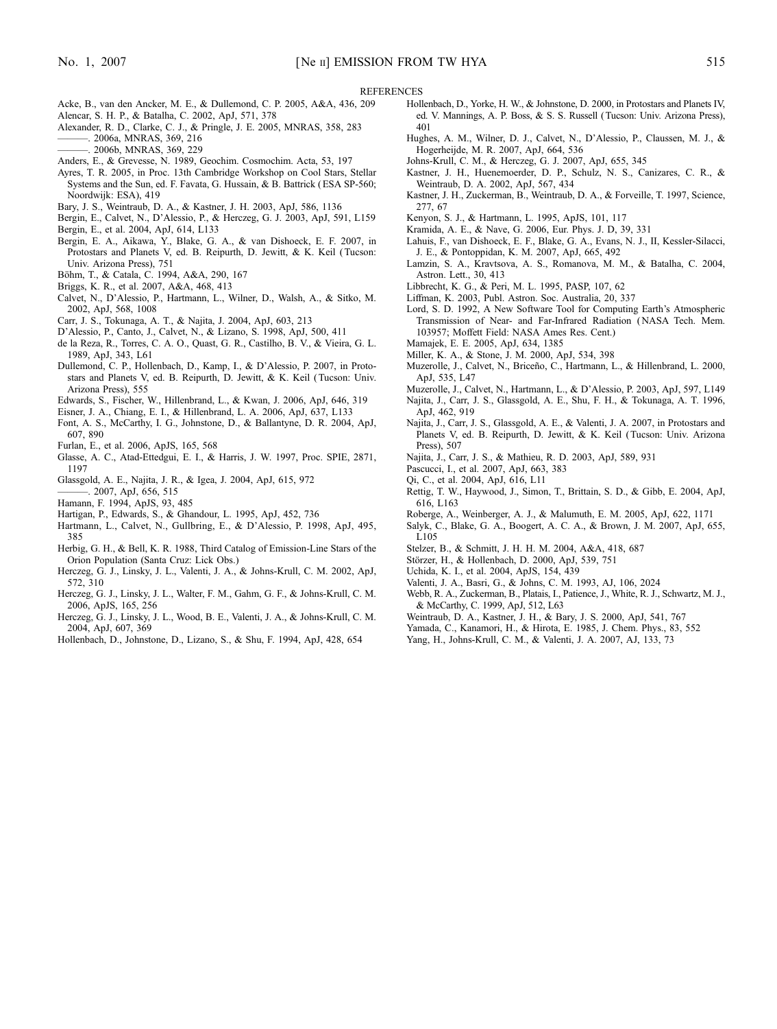## REFERENCES

Acke, B., van den Ancker, M. E., & Dullemond, C. P. 2005, A&A, 436, 209

Alencar, S. H. P., & Batalha, C. 2002, ApJ, 571, 378

Alexander, R. D., Clarke, C. J., & Pringle, J. E. 2005, MNRAS, 358, 283

———. 2006a, MNRAS, 369, 216

———. 2006b, MNRAS, 369, 229

Anders, E., & Grevesse, N. 1989, Geochim. Cosmochim. Acta, 53, 197

Ayres, T. R. 2005, in Proc. 13th Cambridge Workshop on Cool Stars, Stellar Systems and the Sun, ed. F. Favata, G. Hussain, & B. Battrick (ESA SP-560; Noordwijk: ESA), 419

Bary, J. S., Weintraub, D. A., & Kastner, J. H. 2003, ApJ, 586, 1136

Bergin, E., Calvet, N., D'Alessio, P., & Herczeg, G. J. 2003, ApJ, 591, L159

Bergin, E., et al. 2004, ApJ, 614, L133

Bergin, E. A., Aikawa, Y., Blake, G. A., & van Dishoeck, E. F. 2007, in Protostars and Planets V, ed. B. Reipurth, D. Jewitt, & K. Keil (Tucson: Univ. Arizona Press), 751

Böhm, T., & Catala, C. 1994, A&A, 290, 167

Briggs, K. R., et al. 2007, A&A, 468, 413

Calvet, N., D'Alessio, P., Hartmann, L., Wilner, D., Walsh, A., & Sitko, M. 2002, ApJ, 568, 1008

Carr, J. S., Tokunaga, A. T., & Najita, J. 2004, ApJ, 603, 213

D'Alessio, P., Canto, J., Calvet, N., & Lizano, S. 1998, ApJ, 500, 411

de la Reza, R., Torres, C. A. O., Quast, G. R., Castilho, B. V., & Vieira, G. L. 1989, ApJ, 343, L61

Dullemond, C. P., Hollenbach, D., Kamp, I., & D'Alessio, P. 2007, in Protostars and Planets V, ed. B. Reipurth, D. Jewitt, & K. Keil (Tucson: Univ. Arizona Press), 555

Edwards, S., Fischer, W., Hillenbrand, L., & Kwan, J. 2006, ApJ, 646, 319

Eisner, J. A., Chiang, E. I., & Hillenbrand, L. A. 2006, ApJ, 637, L133

Font, A. S., McCarthy, I. G., Johnstone, D., & Ballantyne, D. R. 2004, ApJ, 607, 890

Furlan, E., et al. 2006, ApJS, 165, 568

Glasse, A. C., Atad-Ettedgui, E. I., & Harris, J. W. 1997, Proc. SPIE, 2871, 1197

Glassgold, A. E., Najita, J. R., & Igea, J. 2004, ApJ, 615, 972

———. 2007, ApJ, 656, 515

Hamann, F. 1994, ApJS, 93, 485

Hartigan, P., Edwards, S., & Ghandour, L. 1995, ApJ, 452, 736

Hartmann, L., Calvet, N., Gullbring, E., & D'Alessio, P. 1998, ApJ, 495, 385

Herbig, G. H., & Bell, K. R. 1988, Third Catalog of Emission-Line Stars of the Orion Population (Santa Cruz: Lick Obs.)

Herczeg, G. J., Linsky, J. L., Valenti, J. A., & Johns-Krull, C. M. 2002, ApJ, 572, 310

Herczeg, G. J., Linsky, J. L., Walter, F. M., Gahm, G. F., & Johns-Krull, C. M. 2006, ApJS, 165, 256

Herczeg, G. J., Linsky, J. L., Wood, B. E., Valenti, J. A., & Johns-Krull, C. M. 2004, ApJ, 607, 369

Hollenbach, D., Johnstone, D., Lizano, S., & Shu, F. 1994, ApJ, 428, 654

Hollenbach, D., Yorke, H. W., & Johnstone, D. 2000, in Protostars and Planets IV, ed. V. Mannings, A. P. Boss, & S. S. Russell (Tucson: Univ. Arizona Press), 401

Hughes, A. M., Wilner, D. J., Calvet, N., D'Alessio, P., Claussen, M. J., & Hogerheijde, M. R. 2007, ApJ, 664, 536

Johns-Krull, C. M., & Herczeg, G. J. 2007, ApJ, 655, 345

Kastner, J. H., Huenemoerder, D. P., Schulz, N. S., Canizares, C. R., & Weintraub, D. A. 2002, ApJ, 567, 434

Kastner, J. H., Zuckerman, B., Weintraub, D. A., & Forveille, T. 1997, Science, 277, 67

Kenyon, S. J., & Hartmann, L. 1995, ApJS, 101, 117

Kramida, A. E., & Nave, G. 2006, Eur. Phys. J. D, 39, 331

Lahuis, F., van Dishoeck, E. F., Blake, G. A., Evans, N. J., II, Kessler-Silacci, J. E., & Pontoppidan, K. M. 2007, ApJ, 665, 492

Lamzin, S. A., Kravtsova, A. S., Romanova, M. M., & Batalha, C. 2004, Astron. Lett., 30, 413

Libbrecht, K. G., & Peri, M. L. 1995, PASP, 107, 62

Liffman, K. 2003, Publ. Astron. Soc. Australia, 20, 337

Lord, S. D. 1992, A New Software Tool for Computing Earth's Atmospheric Transmission of Near- and Far-Infrared Radiation (NASA Tech. Mem. 103957; Moffett Field: NASA Ames Res. Cent.)

Mamajek, E. E. 2005, ApJ, 634, 1385

Miller, K. A., & Stone, J. M. 2000, ApJ, 534, 398

Muzerolle, J., Calvet, N., Briceño, C., Hartmann, L., & Hillenbrand, L. 2000, ApJ, 535, L47

Muzerolle, J., Calvet, N., Hartmann, L., & D'Alessio, P. 2003, ApJ, 597, L149

Najita, J., Carr, J. S., Glassgold, A. E., Shu, F. H., & Tokunaga, A. T. 1996, ApJ, 462, 919

Najita, J., Carr, J. S., Glassgold, A. E., & Valenti, J. A. 2007, in Protostars and Planets V, ed. B. Reipurth, D. Jewitt, & K. Keil (Tucson: Univ. Arizona Press), 507

Najita, J., Carr, J. S., & Mathieu, R. D. 2003, ApJ, 589, 931

Pascucci, I., et al. 2007, ApJ, 663, 383

Qi, C., et al. 2004, ApJ, 616, L11

Rettig, T. W., Haywood, J., Simon, T., Brittain, S. D., & Gibb, E. 2004, ApJ, 616, L163

Roberge, A., Weinberger, A. J., & Malumuth, E. M. 2005, ApJ, 622, 1171

Salyk, C., Blake, G. A., Boogert, A. C. A., & Brown, J. M. 2007, ApJ, 655, L105

Stelzer, B., & Schmitt, J. H. H. M. 2004, A&A, 418, 687

Störzer, H., & Hollenbach, D. 2000, ApJ, 539, 751

Uchida, K. I., et al. 2004, ApJS, 154, 439

Valenti, J. A., Basri, G., & Johns, C. M. 1993, AJ, 106, 2024

Webb, R. A., Zuckerman, B., Platais, I., Patience, J., White, R. J., Schwartz, M. J., & McCarthy, C. 1999, ApJ, 512, L63

Weintraub, D. A., Kastner, J. H., & Bary, J. S. 2000, ApJ, 541, 767

Yamada, C., Kanamori, H., & Hirota, E. 1985, J. Chem. Phys., 83, 552

Yang, H., Johns-Krull, C. M., & Valenti, J. A. 2007, AJ, 133, 73